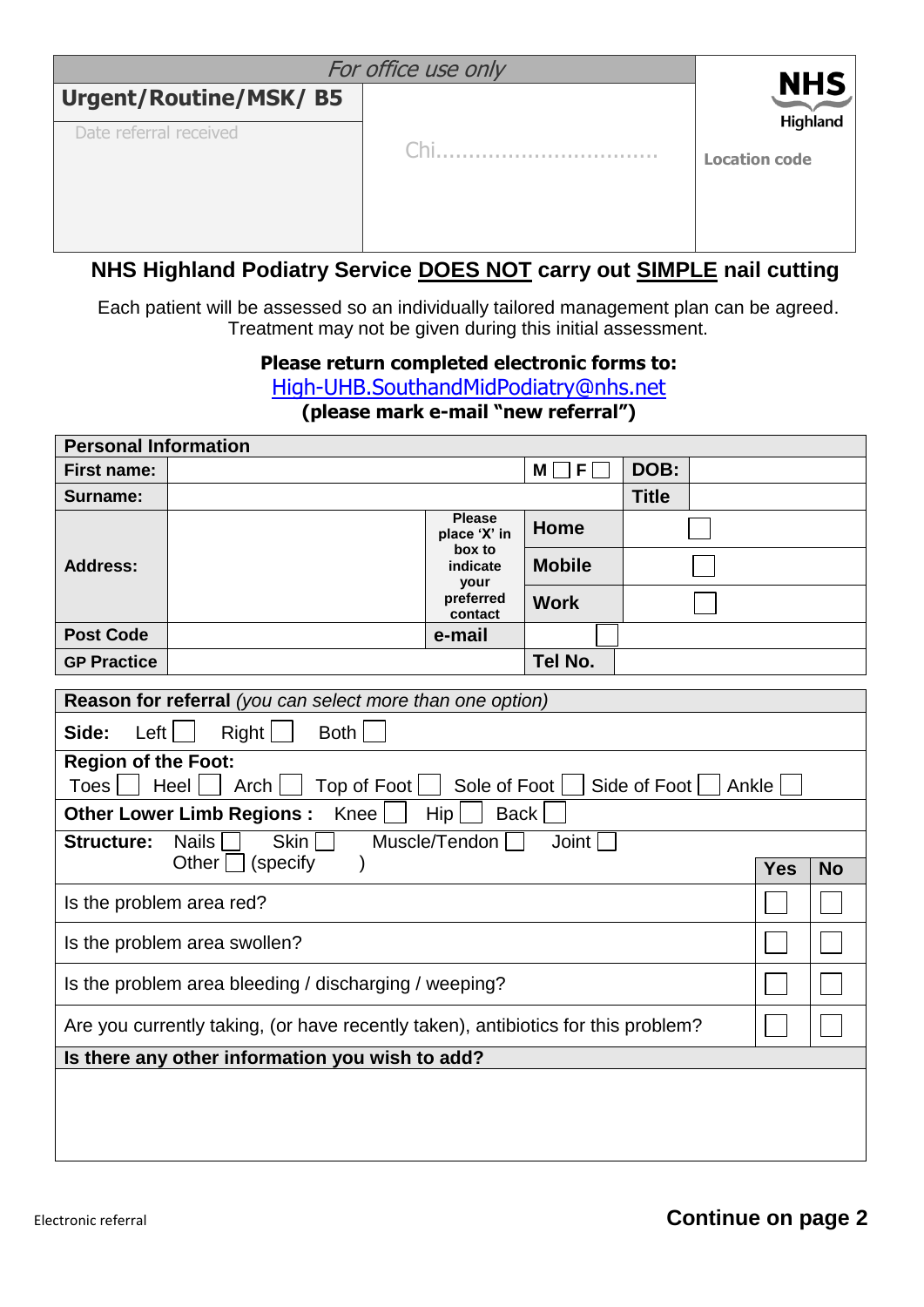| *For office use only* | | NHS Highland |
|---|---|---|
| **Urgent/Routine/MSK/ B5** | Chi................................... | Location code |
| Date referral received | | |

## NHS Highland Podiatry Service DOES NOT carry out SIMPLE nail cutting

Each patient will be assessed so an individually tailored management plan can be agreed. Treatment may not be given during this initial assessment.

**Please return completed electronic forms to:**
High-UHB.SouthandMidPodiatry@nhs.net
**(please mark e-mail "new referral")**

| **Personal Information** | | | | | |
|---|---|---|---|---|---|
| **First name:** | | | M ☐ F ☐ | **DOB:** | |
| **Surname:** | | | | **Title** | |
| **Address:** | | Please place 'X' in box to indicate your preferred contact | **Home** | ☐ | |
| | | | **Mobile** | ☐ | |
| | | | **Work** | ☐ | |
| **Post Code** | | **e-mail** | ☐ | | |
| **GP Practice** | | | **Tel No.** | | |

| **Reason for referral** *(you can select more than one option)* | | |
|---|---|---|
| **Side:** Left ☐ Right ☐ Both ☐ | | |
| **Region of the Foot:** Toes ☐ Heel ☐ Arch ☐ Top of Foot ☐ Sole of Foot ☐ Side of Foot ☐ Ankle ☐ | | |
| **Other Lower Limb Regions :** Knee ☐ Hip ☐ Back ☐ | | |
| **Structure:** Nails ☐ Skin ☐ Muscle/Tendon ☐ Joint ☐ Other ☐ (specify ) | **Yes** | **No** |
| Is the problem area red? | ☐ | ☐ |
| Is the problem area swollen? | ☐ | ☐ |
| Is the problem area bleeding / discharging / weeping? | ☐ | ☐ |
| Are you currently taking, (or have recently taken), antibiotics for this problem? | ☐ | ☐ |
| **Is there any other information you wish to add?** | | |
| | | |

Electronic referral

**Continue on page 2**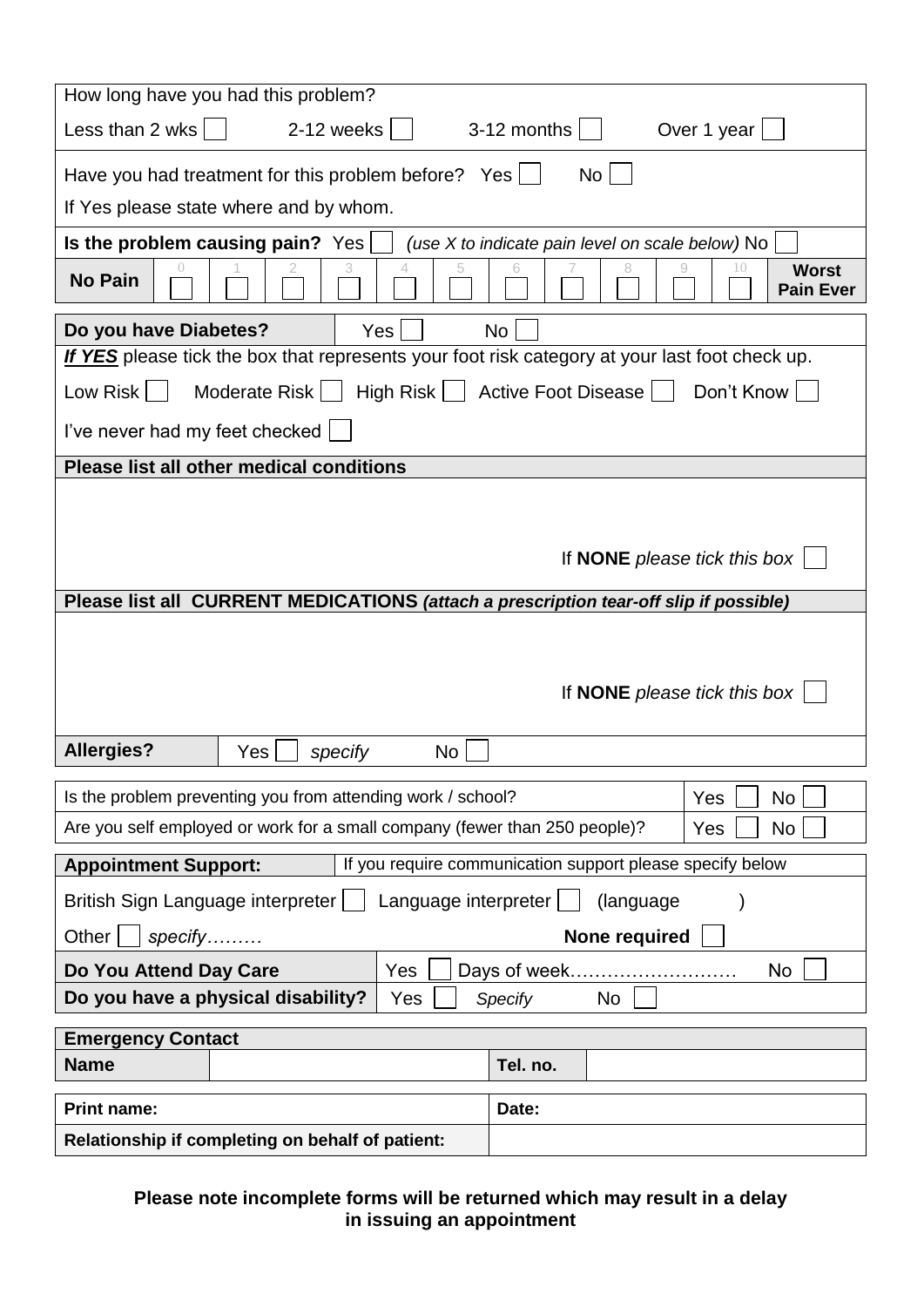How long have you had this problem?

Less than 2 wks ☐ 2-12 weeks ☐ 3-12 months ☐ Over 1 year ☐

Have you had treatment for this problem before? Yes ☐ No ☐

If Yes please state where and by whom.

**Is the problem causing pain?** Yes ☐ *(use X to indicate pain level on scale below)* No ☐

| **No Pain** | 0 | 1 | 2 | 3 | 4 | 5 | 6 | 7 | 8 | 9 | 10 | **Worst Pain Ever** |
|---|---|---|---|---|---|---|---|---|---|---|---|---|
| | ☐ | ☐ | ☐ | ☐ | ☐ | ☐ | ☐ | ☐ | ☐ | ☐ | ☐ | |

**Do you have Diabetes?** Yes ☐ No ☐

***If YES*** please tick the box that represents your foot risk category at your last foot check up.

Low Risk ☐ Moderate Risk ☐ High Risk ☐ Active Foot Disease ☐ Don't Know ☐

I've never had my feet checked ☐

**Please list all other medical conditions**

If **NONE** *please tick this box* ☐

**Please list all CURRENT MEDICATIONS** ***(attach a prescription tear-off slip if possible)***

If **NONE** *please tick this box* ☐

**Allergies?** Yes ☐ *specify* No ☐

| | | |
|---|---|---|
| Is the problem preventing you from attending work / school? | Yes ☐ | No ☐ |
| Are you self employed or work for a small company (fewer than 250 people)? | Yes ☐ | No ☐ |

**Appointment Support:** If you require communication support please specify below

British Sign Language interpreter ☐ Language interpreter ☐ (language )

Other ☐ *specify………* **None required** ☐

**Do You Attend Day Care** Yes ☐ Days of week……………………… No ☐

**Do you have a physical disability?** Yes ☐ *Specify* No ☐

**Emergency Contact**

| | | | |
|---|---|---|---|
| **Name** | | **Tel. no.** | |

| | |
|---|---|
| **Print name:** | **Date:** |
| **Relationship if completing on behalf of patient:** | |

**Please note incomplete forms will be returned which may result in a delay in issuing an appointment**